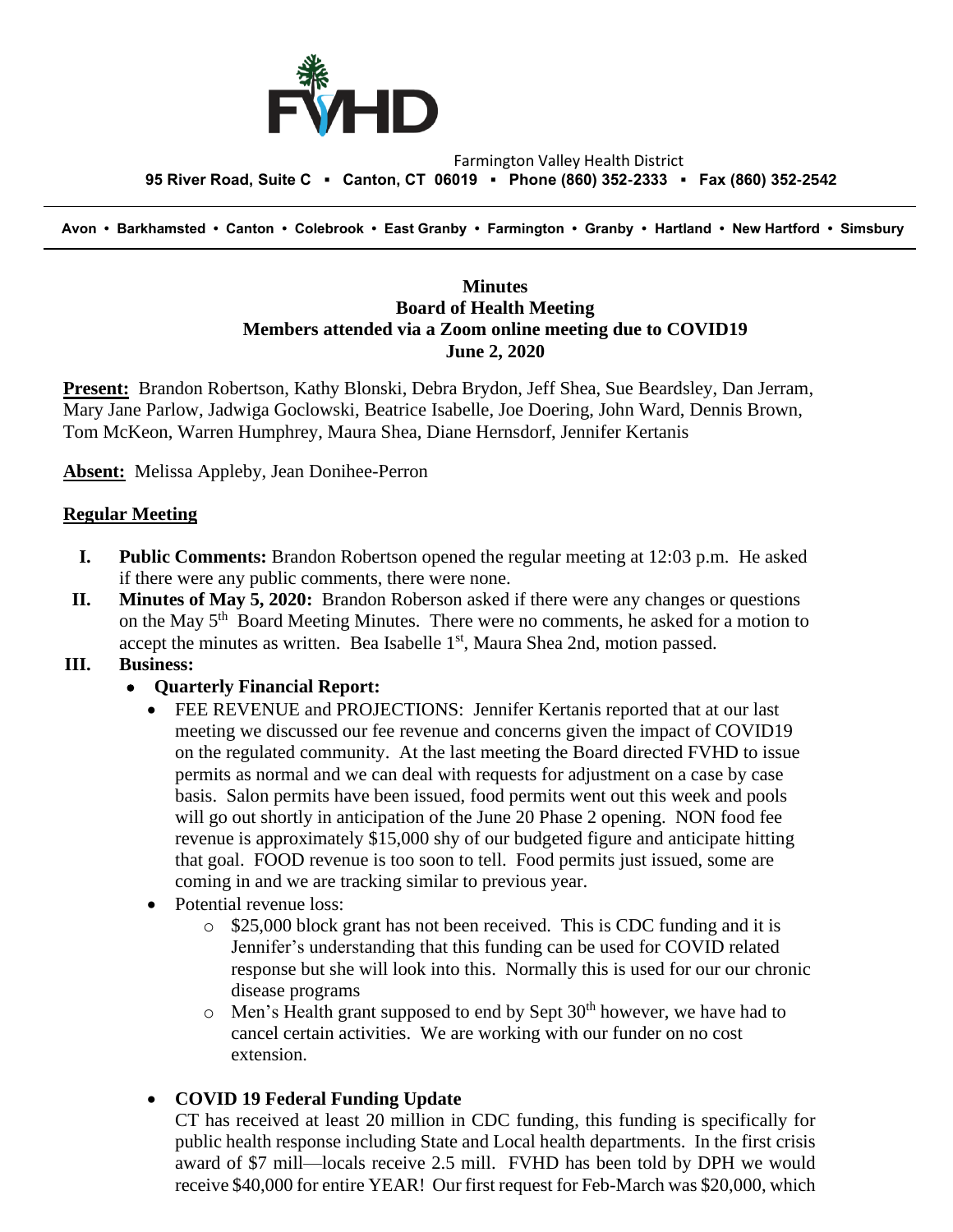Farmington Valley Health District

**95 River Road, Suite C ▪ Canton, CT 06019 ▪ Phone (860) 352-2333 ▪ Fax (860) 352-2542**

**Avon • Barkhamsted • Canton • Colebrook • East Granby • Farmington • Granby • Hartland • New Hartford • Simsbury**

**Minutes**
**Board of Health Meeting**
**Members attended via a Zoom online meeting due to COVID19**
**June 2, 2020**

**Present:** Brandon Robertson, Kathy Blonski, Debra Brydon, Jeff Shea, Sue Beardsley, Dan Jerram, Mary Jane Parlow, Jadwiga Goclowski, Beatrice Isabelle, Joe Doering, John Ward, Dennis Brown, Tom McKeon, Warren Humphrey, Maura Shea, Diane Hernsdorf, Jennifer Kertanis

**Absent:** Melissa Appleby, Jean Donihee-Perron

## Regular Meeting

I. **Public Comments:** Brandon Robertson opened the regular meeting at 12:03 p.m. He asked if there were any public comments, there were none.

II. **Minutes of May 5, 2020:** Brandon Roberson asked if there were any changes or questions on the May 5th Board Meeting Minutes. There were no comments, he asked for a motion to accept the minutes as written. Bea Isabelle 1st, Maura Shea 2nd, motion passed.

III. **Business:**

- **Quarterly Financial Report:**
  - FEE REVENUE and PROJECTIONS: Jennifer Kertanis reported that at our last meeting we discussed our fee revenue and concerns given the impact of COVID19 on the regulated community. At the last meeting the Board directed FVHD to issue permits as normal and we can deal with requests for adjustment on a case by case basis. Salon permits have been issued, food permits went out this week and pools will go out shortly in anticipation of the June 20 Phase 2 opening. NON food fee revenue is approximately $15,000 shy of our budgeted figure and anticipate hitting that goal. FOOD revenue is too soon to tell. Food permits just issued, some are coming in and we are tracking similar to previous year.
  - Potential revenue loss:
    - $25,000 block grant has not been received. This is CDC funding and it is Jennifer's understanding that this funding can be used for COVID related response but she will look into this. Normally this is used for our our chronic disease programs
    - Men's Health grant supposed to end by Sept 30th however, we have had to cancel certain activities. We are working with our funder on no cost extension.

- **COVID 19 Federal Funding Update**

  CT has received at least 20 million in CDC funding, this funding is specifically for public health response including State and Local health departments. In the first crisis award of $7 mill—locals receive 2.5 mill. FVHD has been told by DPH we would receive $40,000 for entire YEAR! Our first request for Feb-March was $20,000, which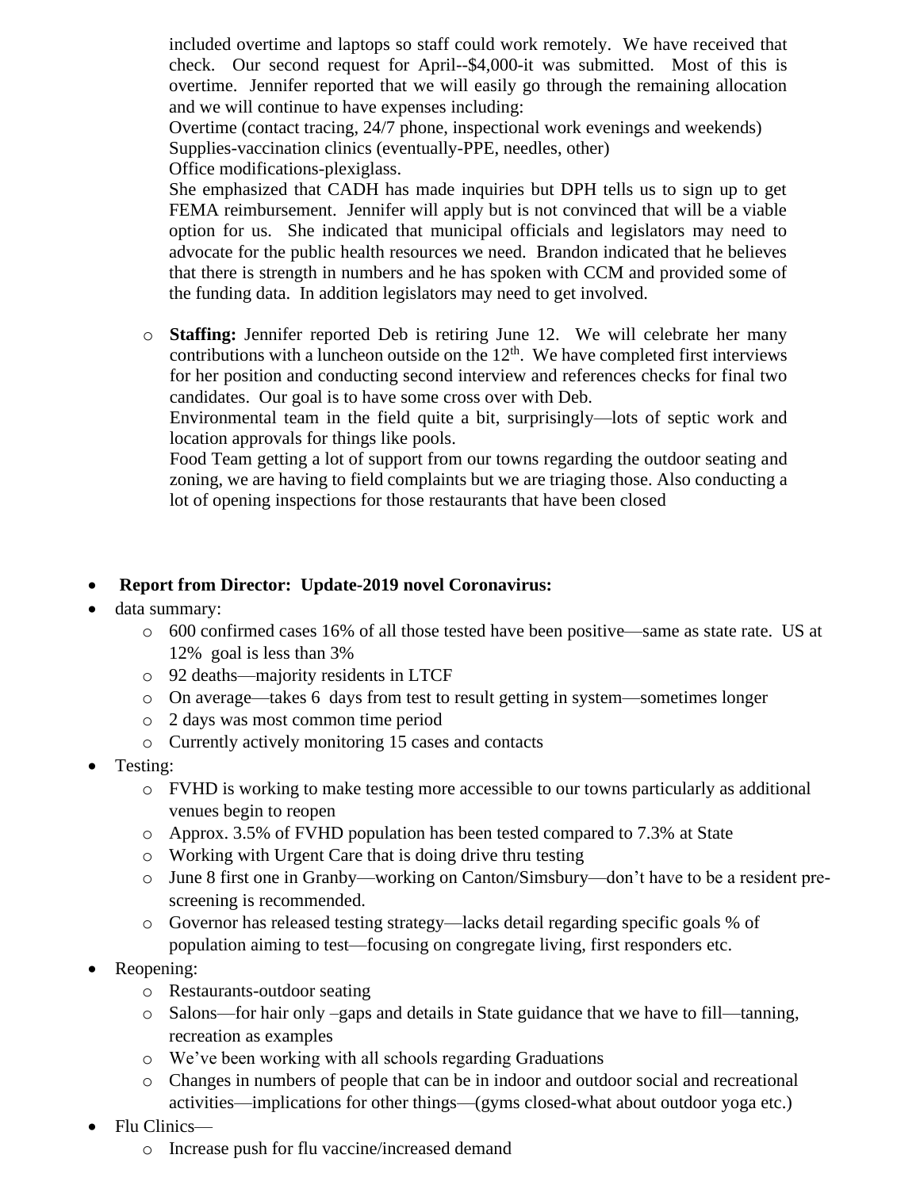included overtime and laptops so staff could work remotely. We have received that check. Our second request for April--$4,000-it was submitted. Most of this is overtime. Jennifer reported that we will easily go through the remaining allocation and we will continue to have expenses including:

Overtime (contact tracing, 24/7 phone, inspectional work evenings and weekends)

Supplies-vaccination clinics (eventually-PPE, needles, other)

Office modifications-plexiglass.

She emphasized that CADH has made inquiries but DPH tells us to sign up to get FEMA reimbursement. Jennifer will apply but is not convinced that will be a viable option for us. She indicated that municipal officials and legislators may need to advocate for the public health resources we need. Brandon indicated that he believes that there is strength in numbers and he has spoken with CCM and provided some of the funding data. In addition legislators may need to get involved.

- **Staffing:** Jennifer reported Deb is retiring June 12. We will celebrate her many contributions with a luncheon outside on the 12th. We have completed first interviews for her position and conducting second interview and references checks for final two candidates. Our goal is to have some cross over with Deb.

  Environmental team in the field quite a bit, surprisingly—lots of septic work and location approvals for things like pools.

  Food Team getting a lot of support from our towns regarding the outdoor seating and zoning, we are having to field complaints but we are triaging those. Also conducting a lot of opening inspections for those restaurants that have been closed

- **Report from Director: Update-2019 novel Coronavirus:**
- data summary:
  - 600 confirmed cases 16% of all those tested have been positive—same as state rate. US at 12% goal is less than 3%
  - 92 deaths—majority residents in LTCF
  - On average—takes 6 days from test to result getting in system—sometimes longer
  - 2 days was most common time period
  - Currently actively monitoring 15 cases and contacts
- Testing:
  - FVHD is working to make testing more accessible to our towns particularly as additional venues begin to reopen
  - Approx. 3.5% of FVHD population has been tested compared to 7.3% at State
  - Working with Urgent Care that is doing drive thru testing
  - June 8 first one in Granby—working on Canton/Simsbury—don't have to be a resident pre-screening is recommended.
  - Governor has released testing strategy—lacks detail regarding specific goals % of population aiming to test—focusing on congregate living, first responders etc.
- Reopening:
  - Restaurants-outdoor seating
  - Salons—for hair only –gaps and details in State guidance that we have to fill—tanning, recreation as examples
  - We've been working with all schools regarding Graduations
  - Changes in numbers of people that can be in indoor and outdoor social and recreational activities—implications for other things—(gyms closed-what about outdoor yoga etc.)
- Flu Clinics—
  - Increase push for flu vaccine/increased demand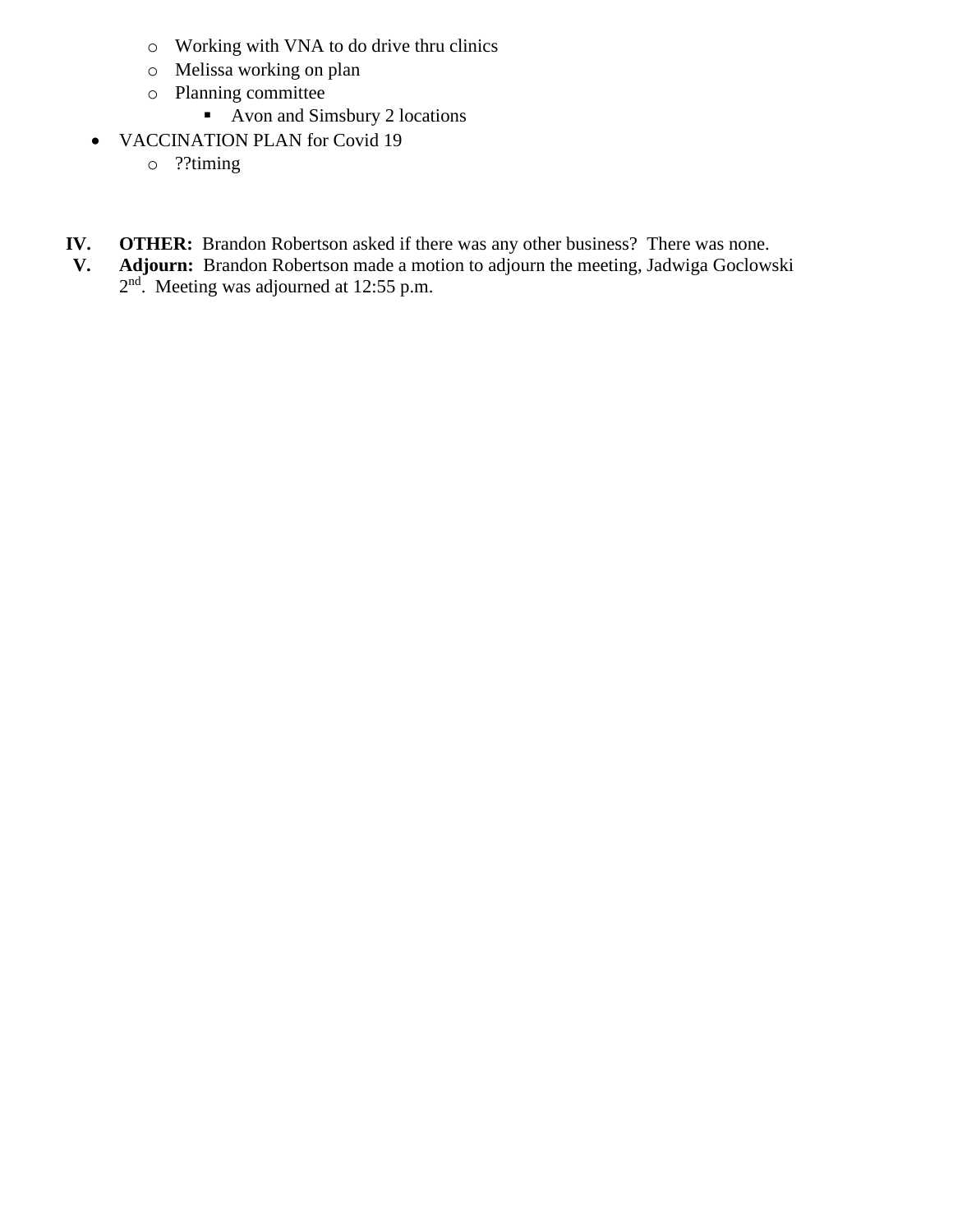- Working with VNA to do drive thru clinics
  - Melissa working on plan
  - Planning committee
    - Avon and Simsbury 2 locations
- VACCINATION PLAN for Covid 19
  - ??timing

IV. **OTHER:** Brandon Robertson asked if there was any other business? There was none.

V. **Adjourn:** Brandon Robertson made a motion to adjourn the meeting, Jadwiga Goclowski 2nd. Meeting was adjourned at 12:55 p.m.